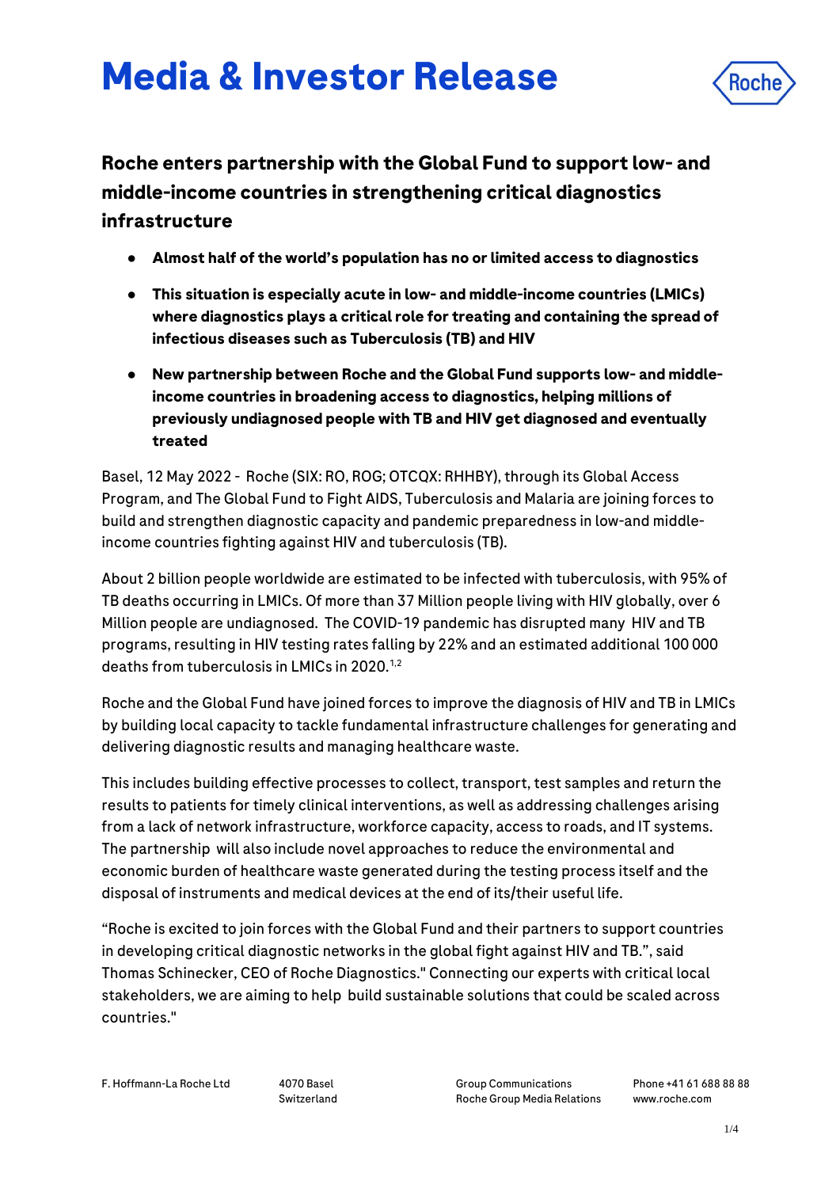# Media & Investor Release

## Roche enters partnership with the Global Fund to support low- and middle-income countries in strengthening critical diagnostics infrastructure

- **Almost half of the world's population has no or limited access to diagnostics**
- **This situation is especially acute in low- and middle-income countries (LMICs) where diagnostics plays a critical role for treating and containing the spread of infectious diseases such as Tuberculosis (TB) and HIV**
- **New partnership between Roche and the Global Fund supports low- and middle-income countries in broadening access to diagnostics, helping millions of previously undiagnosed people with TB and HIV get diagnosed and eventually treated**

Basel, 12 May 2022 - Roche (SIX: RO, ROG; OTCQX: RHHBY), through its Global Access Program, and The Global Fund to Fight AIDS, Tuberculosis and Malaria are joining forces to build and strengthen diagnostic capacity and pandemic preparedness in low-and middle-income countries fighting against HIV and tuberculosis (TB).

About 2 billion people worldwide are estimated to be infected with tuberculosis, with 95% of TB deaths occurring in LMICs. Of more than 37 Million people living with HIV globally, over 6 Million people are undiagnosed. The COVID-19 pandemic has disrupted many HIV and TB programs, resulting in HIV testing rates falling by 22% and an estimated additional 100 000 deaths from tuberculosis in LMICs in 2020.[1,2]

Roche and the Global Fund have joined forces to improve the diagnosis of HIV and TB in LMICs by building local capacity to tackle fundamental infrastructure challenges for generating and delivering diagnostic results and managing healthcare waste.

This includes building effective processes to collect, transport, test samples and return the results to patients for timely clinical interventions, as well as addressing challenges arising from a lack of network infrastructure, workforce capacity, access to roads, and IT systems. The partnership will also include novel approaches to reduce the environmental and economic burden of healthcare waste generated during the testing process itself and the disposal of instruments and medical devices at the end of its/their useful life.

"Roche is excited to join forces with the Global Fund and their partners to support countries in developing critical diagnostic networks in the global fight against HIV and TB.", said Thomas Schinecker, CEO of Roche Diagnostics." Connecting our experts with critical local stakeholders, we are aiming to help build sustainable solutions that could be scaled across countries."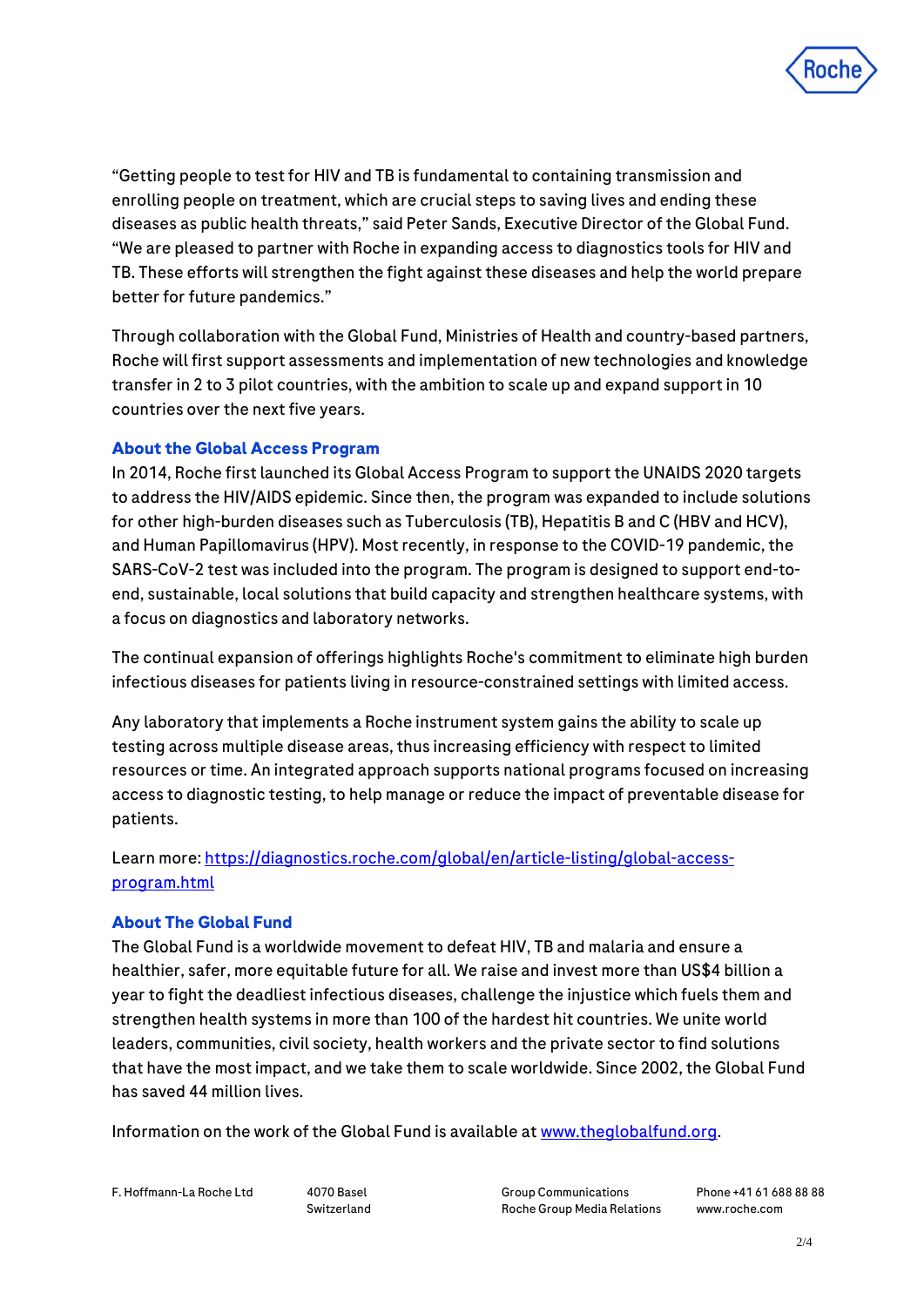"Getting people to test for HIV and TB is fundamental to containing transmission and enrolling people on treatment, which are crucial steps to saving lives and ending these diseases as public health threats," said Peter Sands, Executive Director of the Global Fund. "We are pleased to partner with Roche in expanding access to diagnostics tools for HIV and TB. These efforts will strengthen the fight against these diseases and help the world prepare better for future pandemics."

Through collaboration with the Global Fund, Ministries of Health and country-based partners, Roche will first support assessments and implementation of new technologies and knowledge transfer in 2 to 3 pilot countries, with the ambition to scale up and expand support in 10 countries over the next five years.

### About the Global Access Program

In 2014, Roche first launched its Global Access Program to support the UNAIDS 2020 targets to address the HIV/AIDS epidemic. Since then, the program was expanded to include solutions for other high-burden diseases such as Tuberculosis (TB), Hepatitis B and C (HBV and HCV), and Human Papillomavirus (HPV). Most recently, in response to the COVID-19 pandemic, the SARS-CoV-2 test was included into the program. The program is designed to support end-to-end, sustainable, local solutions that build capacity and strengthen healthcare systems, with a focus on diagnostics and laboratory networks.

The continual expansion of offerings highlights Roche's commitment to eliminate high burden infectious diseases for patients living in resource-constrained settings with limited access.

Any laboratory that implements a Roche instrument system gains the ability to scale up testing across multiple disease areas, thus increasing efficiency with respect to limited resources or time. An integrated approach supports national programs focused on increasing access to diagnostic testing, to help manage or reduce the impact of preventable disease for patients.

Learn more: [https://diagnostics.roche.com/global/en/article-listing/global-access-program.html](https://diagnostics.roche.com/global/en/article-listing/global-access-program.html)

### About The Global Fund

The Global Fund is a worldwide movement to defeat HIV, TB and malaria and ensure a healthier, safer, more equitable future for all. We raise and invest more than US$4 billion a year to fight the deadliest infectious diseases, challenge the injustice which fuels them and strengthen health systems in more than 100 of the hardest hit countries. We unite world leaders, communities, civil society, health workers and the private sector to find solutions that have the most impact, and we take them to scale worldwide. Since 2002, the Global Fund has saved 44 million lives.

Information on the work of the Global Fund is available at [www.theglobalfund.org](http://www.theglobalfund.org).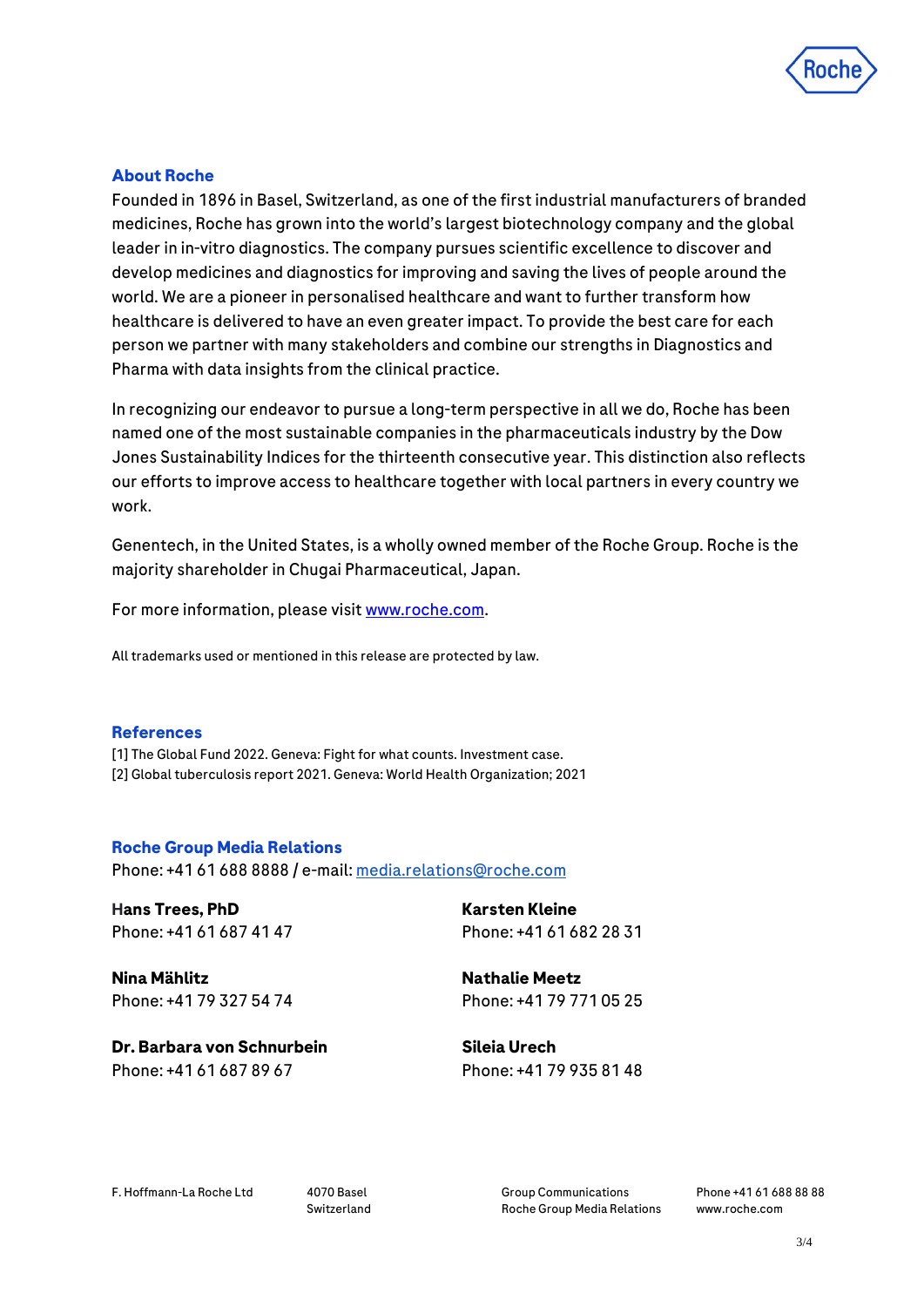## About Roche

Founded in 1896 in Basel, Switzerland, as one of the first industrial manufacturers of branded medicines, Roche has grown into the world's largest biotechnology company and the global leader in in-vitro diagnostics. The company pursues scientific excellence to discover and develop medicines and diagnostics for improving and saving the lives of people around the world. We are a pioneer in personalised healthcare and want to further transform how healthcare is delivered to have an even greater impact. To provide the best care for each person we partner with many stakeholders and combine our strengths in Diagnostics and Pharma with data insights from the clinical practice.

In recognizing our endeavor to pursue a long-term perspective in all we do, Roche has been named one of the most sustainable companies in the pharmaceuticals industry by the Dow Jones Sustainability Indices for the thirteenth consecutive year. This distinction also reflects our efforts to improve access to healthcare together with local partners in every country we work.

Genentech, in the United States, is a wholly owned member of the Roche Group. Roche is the majority shareholder in Chugai Pharmaceutical, Japan.

For more information, please visit [www.roche.com](http://www.roche.com).

All trademarks used or mentioned in this release are protected by law.

## References

[1] The Global Fund 2022. Geneva: Fight for what counts. Investment case.
[2] Global tuberculosis report 2021. Geneva: World Health Organization; 2021

## Roche Group Media Relations

Phone: +41 61 688 8888 / e-mail: [media.relations@roche.com](mailto:media.relations@roche.com)

**Hans Trees, PhD**
Phone: +41 61 687 41 47

**Karsten Kleine**
Phone: +41 61 682 28 31

**Nina Mählitz**
Phone: +41 79 327 54 74

**Nathalie Meetz**
Phone: +41 79 771 05 25

**Dr. Barbara von Schnurbein**
Phone: +41 61 687 89 67

**Sileia Urech**
Phone: +41 79 935 81 48

F. Hoffmann-La Roche Ltd — 4070 Basel, Switzerland — Group Communications, Roche Group Media Relations — Phone +41 61 688 88 88, www.roche.com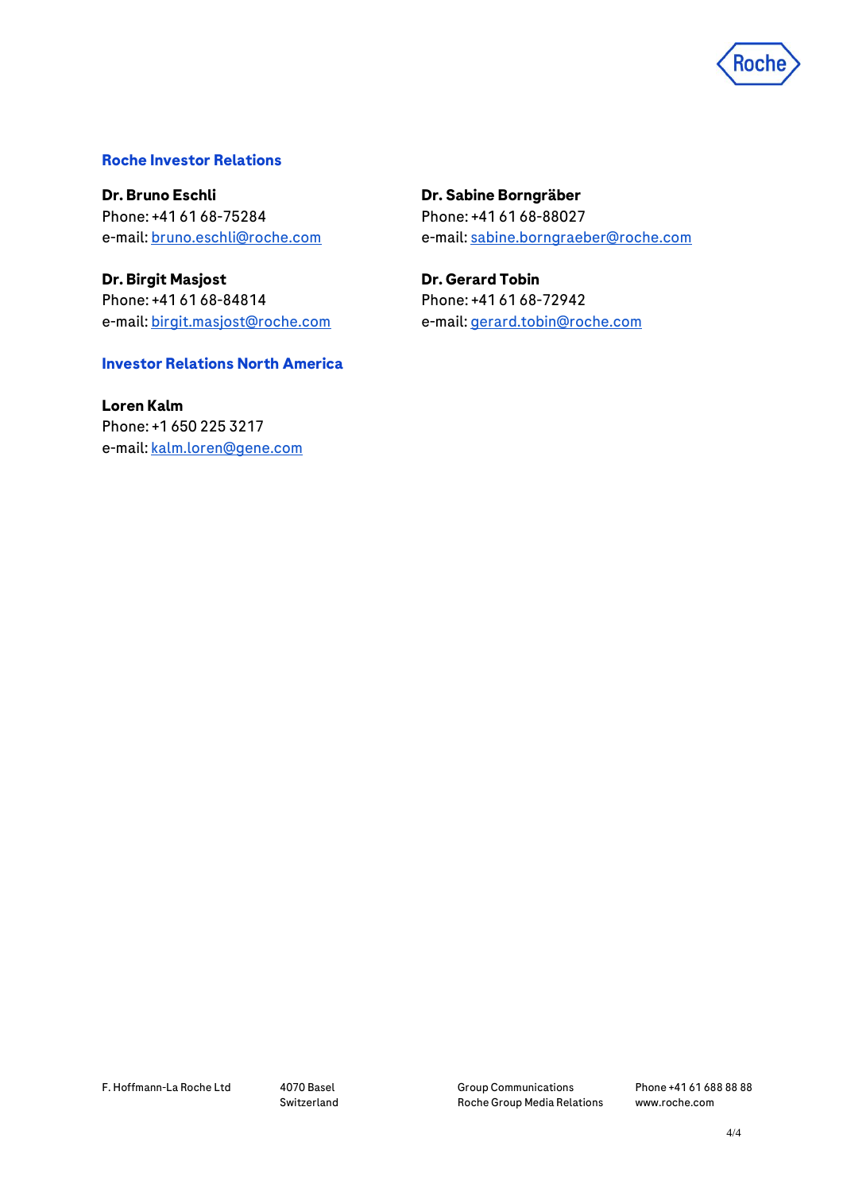## Roche Investor Relations

**Dr. Bruno Eschli**
Phone: +41 61 68-75284
e-mail: bruno.eschli@roche.com

**Dr. Sabine Borngräber**
Phone: +41 61 68-88027
e-mail: sabine.borngraeber@roche.com

**Dr. Birgit Masjost**
Phone: +41 61 68-84814
e-mail: birgit.masjost@roche.com

**Dr. Gerard Tobin**
Phone: +41 61 68-72942
e-mail: gerard.tobin@roche.com

## Investor Relations North America

**Loren Kalm**
Phone: +1 650 225 3217
e-mail: kalm.loren@gene.com

F. Hoffmann-La Roche Ltd
4070 Basel
Switzerland
Group Communications
Roche Group Media Relations
Phone +41 61 688 88 88
www.roche.com